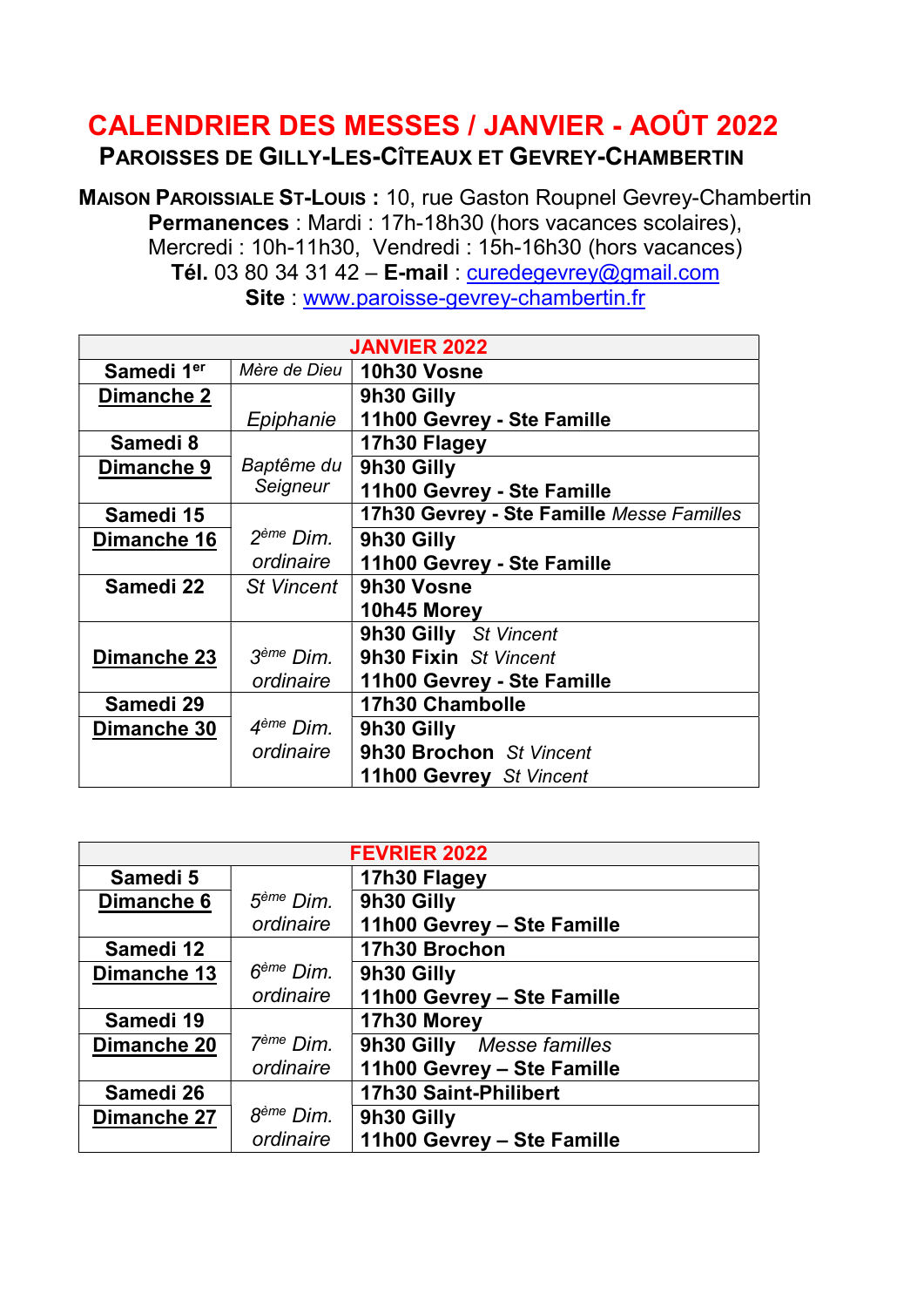# CALENDRIER DES MESSES / JANVIER - AOÛT 2022

## PAROISSES DE GILLY-LES-CÎTEAUX ET GEVREY-CHAMBERTIN

**MAISON PAROISSIALE ST-LOUIS :** 10, rue Gaston Roupnel Gevrey-Chambertin
**Permanences** : Mardi : 17h-18h30 (hors vacances scolaires),
Mercredi : 10h-11h30, Vendredi : 15h-16h30 (hors vacances)
**Tél.** 03 80 34 31 42 – **E-mail** : curedegevrey@gmail.com
**Site** : www.paroisse-gevrey-chambertin.fr

| JANVIER 2022 | | |
|---|---|---|
| **Samedi 1er** | *Mère de Dieu* | **10h30 Vosne** |
| **Dimanche 2** | *Epiphanie* | **9h30 Gilly**<br>**11h00 Gevrey - Ste Famille** |
| **Samedi 8** | *Baptême du Seigneur* | **17h30 Flagey** |
| **Dimanche 9** | | **9h30 Gilly**<br>**11h00 Gevrey - Ste Famille** |
| **Samedi 15** | *2ème Dim. ordinaire* | **17h30 Gevrey - Ste Famille** *Messe Familles* |
| **Dimanche 16** | | **9h30 Gilly**<br>**11h00 Gevrey - Ste Famille** |
| **Samedi 22** | *St Vincent* | **9h30 Vosne**<br>**10h45 Morey** |
| **Dimanche 23** | *3ème Dim. ordinaire* | **9h30 Gilly** *St Vincent*<br>**9h30 Fixin** *St Vincent*<br>**11h00 Gevrey - Ste Famille** |
| **Samedi 29** | *4ème Dim. ordinaire* | **17h30 Chambolle** |
| **Dimanche 30** | | **9h30 Gilly**<br>**9h30 Brochon** *St Vincent*<br>**11h00 Gevrey** *St Vincent* |

| FEVRIER 2022 | | |
|---|---|---|
| **Samedi 5** | *5ème Dim. ordinaire* | **17h30 Flagey** |
| **Dimanche 6** | | **9h30 Gilly**<br>**11h00 Gevrey – Ste Famille** |
| **Samedi 12** | *6ème Dim. ordinaire* | **17h30 Brochon** |
| **Dimanche 13** | | **9h30 Gilly**<br>**11h00 Gevrey – Ste Famille** |
| **Samedi 19** | *7ème Dim. ordinaire* | **17h30 Morey** |
| **Dimanche 20** | | **9h30 Gilly** *Messe familles*<br>**11h00 Gevrey – Ste Famille** |
| **Samedi 26** | *8ème Dim. ordinaire* | **17h30 Saint-Philibert** |
| **Dimanche 27** | | **9h30 Gilly**<br>**11h00 Gevrey – Ste Famille** |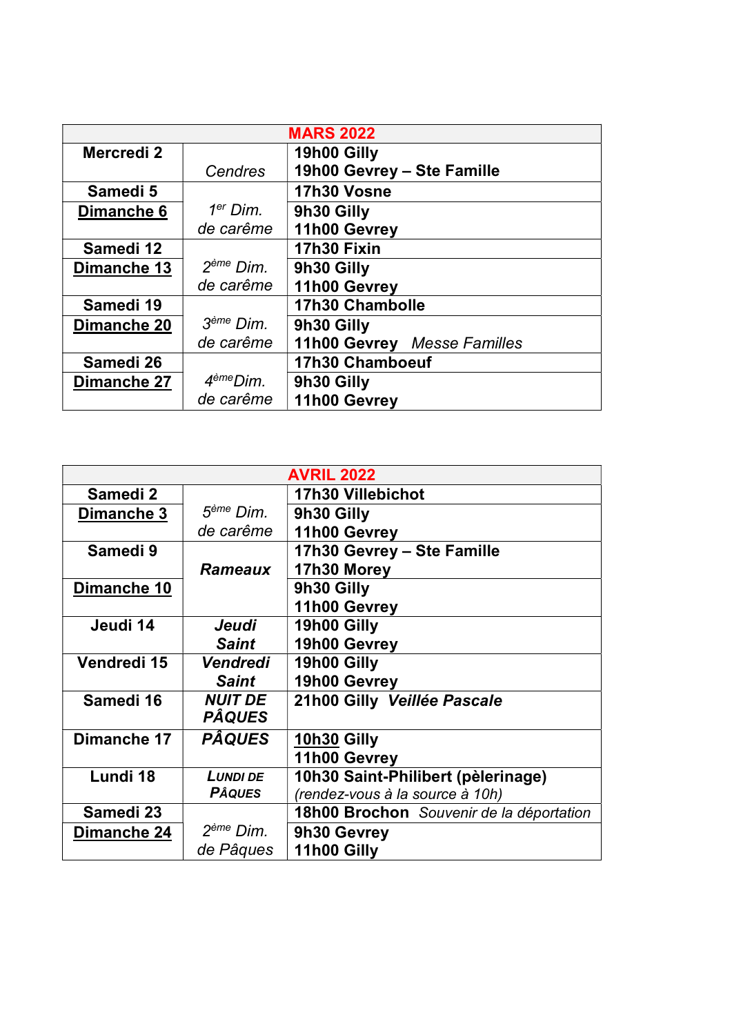| **MARS 2022** | | |
|---|---|---|
| **Mercredi 2** | *Cendres* | **19h00 Gilly**<br>**19h00 Gevrey – Ste Famille** |
| **Samedi 5** | | **17h30 Vosne** |
| **Dimanche 6** | *1er Dim. de carême* | **9h30 Gilly**<br>**11h00 Gevrey** |
| **Samedi 12** | | **17h30 Fixin** |
| **Dimanche 13** | *2ème Dim. de carême* | **9h30 Gilly**<br>**11h00 Gevrey** |
| **Samedi 19** | | **17h30 Chambolle** |
| **Dimanche 20** | *3ème Dim. de carême* | **9h30 Gilly**<br>**11h00 Gevrey** *Messe Familles* |
| **Samedi 26** | | **17h30 Chamboeuf** |
| **Dimanche 27** | *4èmeDim. de carême* | **9h30 Gilly**<br>**11h00 Gevrey** |

| **AVRIL 2022** | | |
|---|---|---|
| **Samedi 2** | | **17h30 Villebichot** |
| **Dimanche 3** | *5ème Dim. de carême* | **9h30 Gilly**<br>**11h00 Gevrey** |
| **Samedi 9** | ***Rameaux*** | **17h30 Gevrey – Ste Famille**<br>**17h30 Morey** |
| **Dimanche 10** | | **9h30 Gilly**<br>**11h00 Gevrey** |
| **Jeudi 14** | ***Jeudi Saint*** | **19h00 Gilly**<br>**19h00 Gevrey** |
| **Vendredi 15** | ***Vendredi Saint*** | **19h00 Gilly**<br>**19h00 Gevrey** |
| **Samedi 16** | ***NUIT DE PÂQUES*** | **21h00 Gilly** ***Veillée Pascale*** |
| **Dimanche 17** | ***PÂQUES*** | **10h30 Gilly**<br>**11h00 Gevrey** |
| **Lundi 18** | **LUNDI DE PÂQUES** | **10h30 Saint-Philibert (pèlerinage)**<br>*(rendez-vous à la source à 10h)* |
| **Samedi 23** | | **18h00 Brochon** *Souvenir de la déportation* |
| **Dimanche 24** | *2ème Dim. de Pâques* | **9h30 Gevrey**<br>**11h00 Gilly** |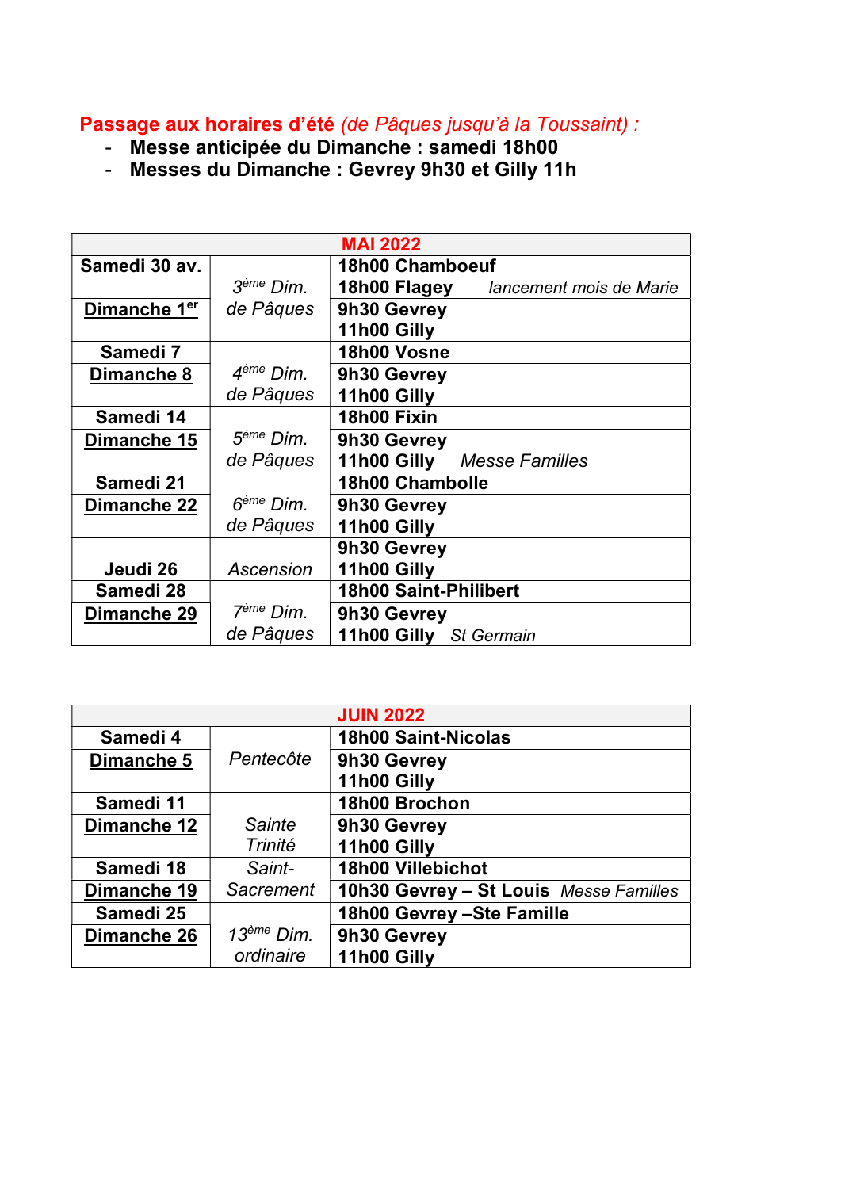**Passage aux horaires d'été** *(de Pâques jusqu'à la Toussaint) :*

- **Messe anticipée du Dimanche : samedi 18h00**
- **Messes du Dimanche : Gevrey 9h30 et Gilly 11h**

| MAI 2022 | | |
|---|---|---|
| **Samedi 30 av.** | *3ème Dim. de Pâques* | **18h00 Chamboeuf**<br>**18h00 Flagey** *lancement mois de Marie* |
| **Dimanche 1er** | | **9h30 Gevrey**<br>**11h00 Gilly** |
| **Samedi 7** | *4ème Dim. de Pâques* | **18h00 Vosne** |
| **Dimanche 8** | | **9h30 Gevrey**<br>**11h00 Gilly** |
| **Samedi 14** | *5ème Dim. de Pâques* | **18h00 Fixin** |
| **Dimanche 15** | | **9h30 Gevrey**<br>**11h00 Gilly** *Messe Familles* |
| **Samedi 21** | *6ème Dim. de Pâques* | **18h00 Chambolle** |
| **Dimanche 22** | | **9h30 Gevrey**<br>**11h00 Gilly** |
| **Jeudi 26** | *Ascension* | **9h30 Gevrey**<br>**11h00 Gilly** |
| **Samedi 28** | *7ème Dim. de Pâques* | **18h00 Saint-Philibert** |
| **Dimanche 29** | | **9h30 Gevrey**<br>**11h00 Gilly** *St Germain* |

| JUIN 2022 | | |
|---|---|---|
| **Samedi 4** | *Pentecôte* | **18h00 Saint-Nicolas** |
| **Dimanche 5** | | **9h30 Gevrey**<br>**11h00 Gilly** |
| **Samedi 11** | *Sainte Trinité* | **18h00 Brochon** |
| **Dimanche 12** | | **9h30 Gevrey**<br>**11h00 Gilly** |
| **Samedi 18** | *Saint-Sacrement* | **18h00 Villebichot** |
| **Dimanche 19** | | **10h30 Gevrey – St Louis** *Messe Familles* |
| **Samedi 25** | *13ème Dim. ordinaire* | **18h00 Gevrey –Ste Famille** |
| **Dimanche 26** | | **9h30 Gevrey**<br>**11h00 Gilly** |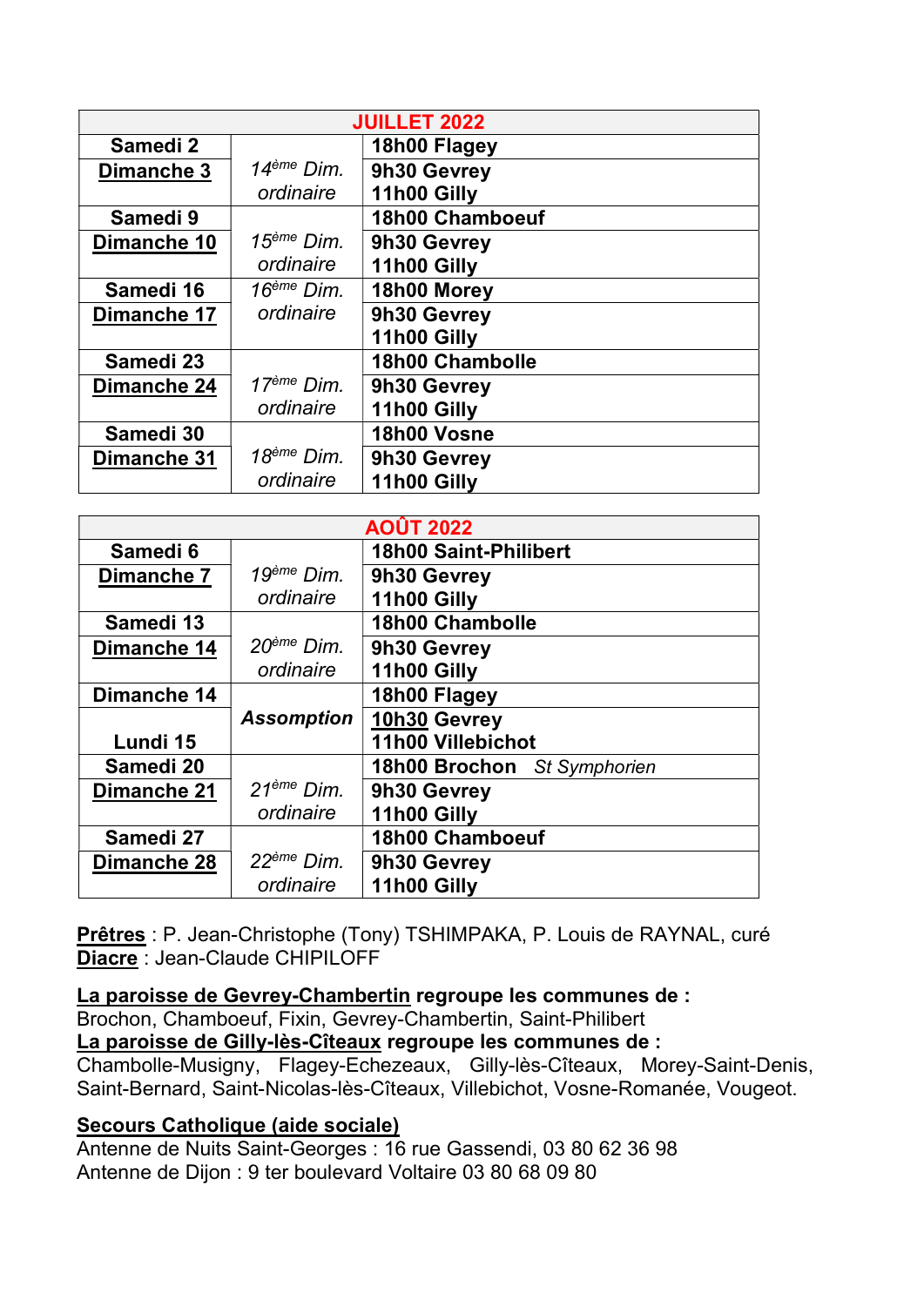| JUILLET 2022 | | |
|---|---|---|
| **Samedi 2** | | **18h00 Flagey** |
| **Dimanche 3** | *14ème Dim. ordinaire* | **9h30 Gevrey** |
| | | **11h00 Gilly** |
| **Samedi 9** | | **18h00 Chamboeuf** |
| **Dimanche 10** | *15ème Dim. ordinaire* | **9h30 Gevrey** |
| | | **11h00 Gilly** |
| **Samedi 16** | *16ème Dim. ordinaire* | **18h00 Morey** |
| **Dimanche 17** | | **9h30 Gevrey** |
| | | **11h00 Gilly** |
| **Samedi 23** | | **18h00 Chambolle** |
| **Dimanche 24** | *17ème Dim. ordinaire* | **9h30 Gevrey** |
| | | **11h00 Gilly** |
| **Samedi 30** | | **18h00 Vosne** |
| **Dimanche 31** | *18ème Dim. ordinaire* | **9h30 Gevrey** |
| | | **11h00 Gilly** |

| AOÛT 2022 | | |
|---|---|---|
| **Samedi 6** | | **18h00 Saint-Philibert** |
| **Dimanche 7** | *19ème Dim. ordinaire* | **9h30 Gevrey** |
| | | **11h00 Gilly** |
| **Samedi 13** | | **18h00 Chambolle** |
| **Dimanche 14** | *20ème Dim. ordinaire* | **9h30 Gevrey** |
| | | **11h00 Gilly** |
| **Dimanche 14** | | **18h00 Flagey** |
| | ***Assomption*** | **10h30 Gevrey** |
| **Lundi 15** | | **11h00 Villebichot** |
| **Samedi 20** | | **18h00 Brochon** *St Symphorien* |
| **Dimanche 21** | *21ème Dim. ordinaire* | **9h30 Gevrey** |
| | | **11h00 Gilly** |
| **Samedi 27** | | **18h00 Chamboeuf** |
| **Dimanche 28** | *22ème Dim. ordinaire* | **9h30 Gevrey** |
| | | **11h00 Gilly** |

**Prêtres** : P. Jean-Christophe (Tony) TSHIMPAKA, P. Louis de RAYNAL, curé
**Diacre** : Jean-Claude CHIPILOFF

**La paroisse de Gevrey-Chambertin regroupe les communes de :**
Brochon, Chamboeuf, Fixin, Gevrey-Chambertin, Saint-Philibert
**La paroisse de Gilly-lès-Cîteaux regroupe les communes de :**
Chambolle-Musigny, Flagey-Echezeaux, Gilly-lès-Cîteaux, Morey-Saint-Denis, Saint-Bernard, Saint-Nicolas-lès-Cîteaux, Villebichot, Vosne-Romanée, Vougeot.

**Secours Catholique (aide sociale)**
Antenne de Nuits Saint-Georges : 16 rue Gassendi, 03 80 62 36 98
Antenne de Dijon : 9 ter boulevard Voltaire 03 80 68 09 80